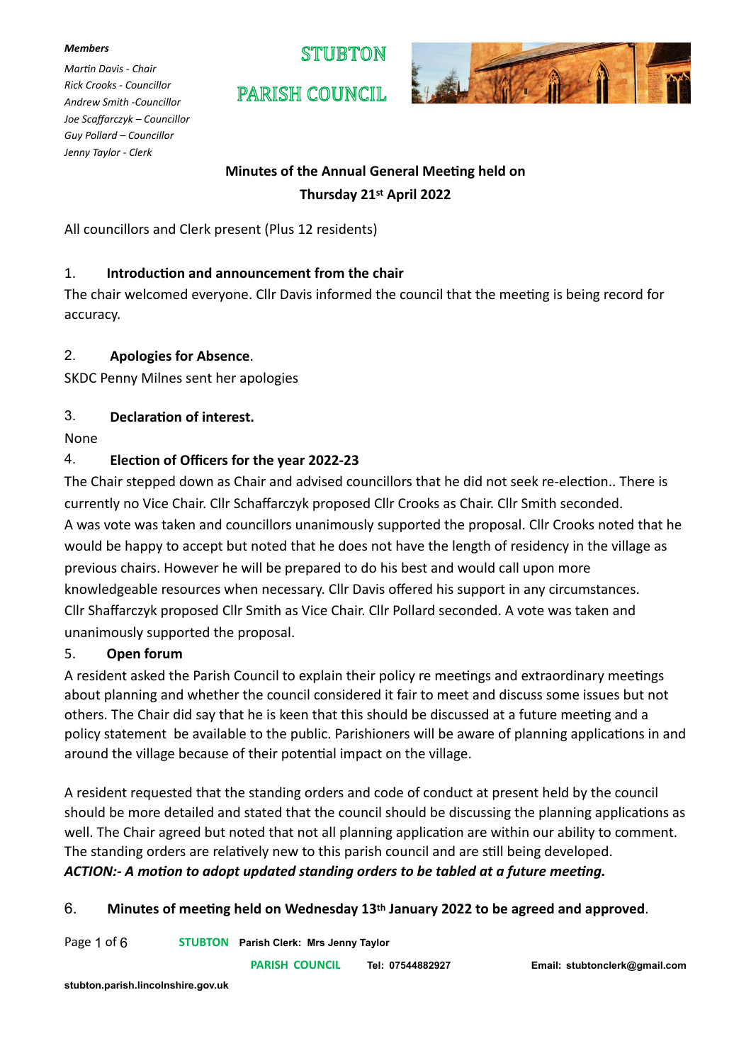*Members*

*Martin Davis - Chair*
*Rick Crooks - Councillor*
*Andrew Smith -Councillor*
*Joe Scaffarczyk – Councillor*
*Guy Pollard – Councillor*
*Jenny Taylor - Clerk*

# STUBTON PARISH COUNCIL

**Minutes of the Annual General Meeting held on Thursday 21st April 2022**

All councillors and Clerk present (Plus 12 residents)

## 1. Introduction and announcement from the chair

The chair welcomed everyone. Cllr Davis informed the council that the meeting is being record for accuracy.

## 2. Apologies for Absence.

SKDC Penny Milnes sent her apologies

## 3. Declaration of interest.

None

## 4. Election of Officers for the year 2022-23

The Chair stepped down as Chair and advised councillors that he did not seek re-election.. There is currently no Vice Chair. Cllr Schaffarczyk proposed Cllr Crooks as Chair. Cllr Smith seconded. A was vote was taken and councillors unanimously supported the proposal. Cllr Crooks noted that he would be happy to accept but noted that he does not have the length of residency in the village as previous chairs. However he will be prepared to do his best and would call upon more knowledgeable resources when necessary. Cllr Davis offered his support in any circumstances. Cllr Shaffarczyk proposed Cllr Smith as Vice Chair. Cllr Pollard seconded. A vote was taken and unanimously supported the proposal.

## 5. Open forum

A resident asked the Parish Council to explain their policy re meetings and extraordinary meetings about planning and whether the council considered it fair to meet and discuss some issues but not others. The Chair did say that he is keen that this should be discussed at a future meeting and a policy statement be available to the public. Parishioners will be aware of planning applications in and around the village because of their potential impact on the village.

A resident requested that the standing orders and code of conduct at present held by the council should be more detailed and stated that the council should be discussing the planning applications as well. The Chair agreed but noted that not all planning application are within our ability to comment. The standing orders are relatively new to this parish council and are still being developed.
***ACTION:- A motion to adopt updated standing orders to be tabled at a future meeting.***

## 6. Minutes of meeting held on Wednesday 13th January 2022 to be agreed and approved.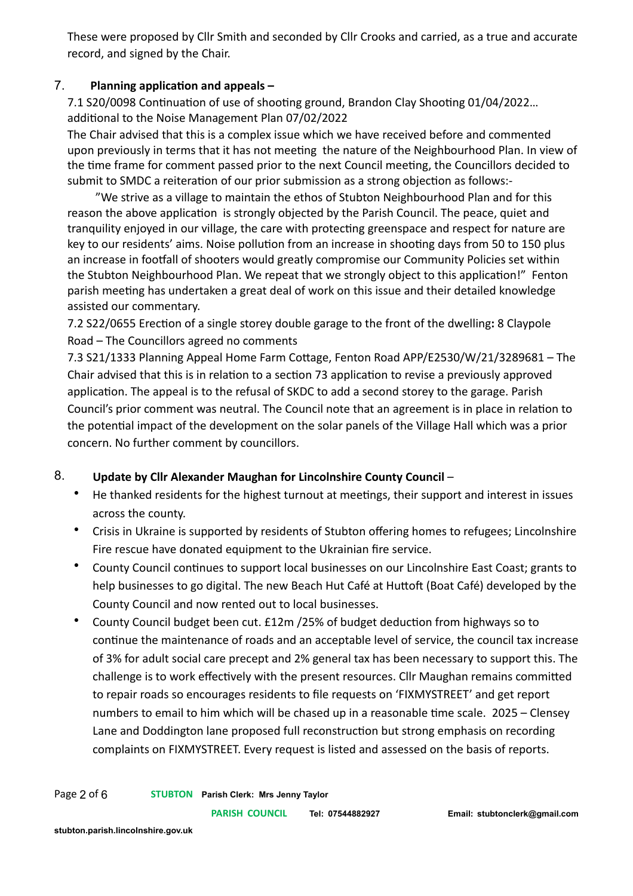These were proposed by Cllr Smith and seconded by Cllr Crooks and carried, as a true and accurate record, and signed by the Chair.

7. **Planning application and appeals –**

7.1 S20/0098 Continuation of use of shooting ground, Brandon Clay Shooting 01/04/2022… additional to the Noise Management Plan 07/02/2022

The Chair advised that this is a complex issue which we have received before and commented upon previously in terms that it has not meeting the nature of the Neighbourhood Plan. In view of the time frame for comment passed prior to the next Council meeting, the Councillors decided to submit to SMDC a reiteration of our prior submission as a strong objection as follows:-

"We strive as a village to maintain the ethos of Stubton Neighbourhood Plan and for this reason the above application is strongly objected by the Parish Council. The peace, quiet and tranquility enjoyed in our village, the care with protecting greenspace and respect for nature are key to our residents' aims. Noise pollution from an increase in shooting days from 50 to 150 plus an increase in footfall of shooters would greatly compromise our Community Policies set within the Stubton Neighbourhood Plan. We repeat that we strongly object to this application!" Fenton parish meeting has undertaken a great deal of work on this issue and their detailed knowledge assisted our commentary.

7.2 S22/0655 Erection of a single storey double garage to the front of the dwelling**:** 8 Claypole Road – The Councillors agreed no comments

7.3 S21/1333 Planning Appeal Home Farm Cottage, Fenton Road APP/E2530/W/21/3289681 – The Chair advised that this is in relation to a section 73 application to revise a previously approved application. The appeal is to the refusal of SKDC to add a second storey to the garage. Parish Council's prior comment was neutral. The Council note that an agreement is in place in relation to the potential impact of the development on the solar panels of the Village Hall which was a prior concern. No further comment by councillors.

8. **Update by Cllr Alexander Maughan for Lincolnshire County Council** –

- He thanked residents for the highest turnout at meetings, their support and interest in issues across the county.
- Crisis in Ukraine is supported by residents of Stubton offering homes to refugees; Lincolnshire Fire rescue have donated equipment to the Ukrainian fire service.
- County Council continues to support local businesses on our Lincolnshire East Coast; grants to help businesses to go digital. The new Beach Hut Café at Huttoft (Boat Café) developed by the County Council and now rented out to local businesses.
- County Council budget been cut. £12m /25% of budget deduction from highways so to continue the maintenance of roads and an acceptable level of service, the council tax increase of 3% for adult social care precept and 2% general tax has been necessary to support this. The challenge is to work effectively with the present resources. Cllr Maughan remains committed to repair roads so encourages residents to file requests on 'FIXMYSTREET' and get report numbers to email to him which will be chased up in a reasonable time scale. 2025 – Clensey Lane and Doddington lane proposed full reconstruction but strong emphasis on recording complaints on FIXMYSTREET. Every request is listed and assessed on the basis of reports.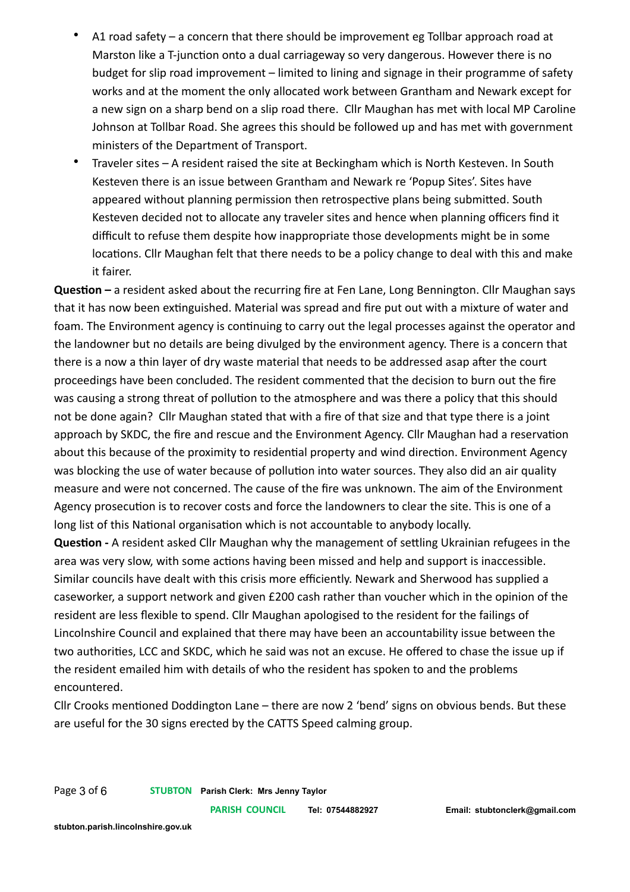- A1 road safety – a concern that there should be improvement eg Tollbar approach road at Marston like a T-junction onto a dual carriageway so very dangerous. However there is no budget for slip road improvement – limited to lining and signage in their programme of safety works and at the moment the only allocated work between Grantham and Newark except for a new sign on a sharp bend on a slip road there. Cllr Maughan has met with local MP Caroline Johnson at Tollbar Road. She agrees this should be followed up and has met with government ministers of the Department of Transport.
- Traveler sites – A resident raised the site at Beckingham which is North Kesteven. In South Kesteven there is an issue between Grantham and Newark re 'Popup Sites'. Sites have appeared without planning permission then retrospective plans being submitted. South Kesteven decided not to allocate any traveler sites and hence when planning officers find it difficult to refuse them despite how inappropriate those developments might be in some locations. Cllr Maughan felt that there needs to be a policy change to deal with this and make it fairer.

**Question –** a resident asked about the recurring fire at Fen Lane, Long Bennington. Cllr Maughan says that it has now been extinguished. Material was spread and fire put out with a mixture of water and foam. The Environment agency is continuing to carry out the legal processes against the operator and the landowner but no details are being divulged by the environment agency. There is a concern that there is a now a thin layer of dry waste material that needs to be addressed asap after the court proceedings have been concluded. The resident commented that the decision to burn out the fire was causing a strong threat of pollution to the atmosphere and was there a policy that this should not be done again? Cllr Maughan stated that with a fire of that size and that type there is a joint approach by SKDC, the fire and rescue and the Environment Agency. Cllr Maughan had a reservation about this because of the proximity to residential property and wind direction. Environment Agency was blocking the use of water because of pollution into water sources. They also did an air quality measure and were not concerned. The cause of the fire was unknown. The aim of the Environment Agency prosecution is to recover costs and force the landowners to clear the site. This is one of a long list of this National organisation which is not accountable to anybody locally.

**Question -** A resident asked Cllr Maughan why the management of settling Ukrainian refugees in the area was very slow, with some actions having been missed and help and support is inaccessible. Similar councils have dealt with this crisis more efficiently. Newark and Sherwood has supplied a caseworker, a support network and given £200 cash rather than voucher which in the opinion of the resident are less flexible to spend. Cllr Maughan apologised to the resident for the failings of Lincolnshire Council and explained that there may have been an accountability issue between the two authorities, LCC and SKDC, which he said was not an excuse. He offered to chase the issue up if the resident emailed him with details of who the resident has spoken to and the problems encountered.

Cllr Crooks mentioned Doddington Lane – there are now 2 'bend' signs on obvious bends. But these are useful for the 30 signs erected by the CATTS Speed calming group.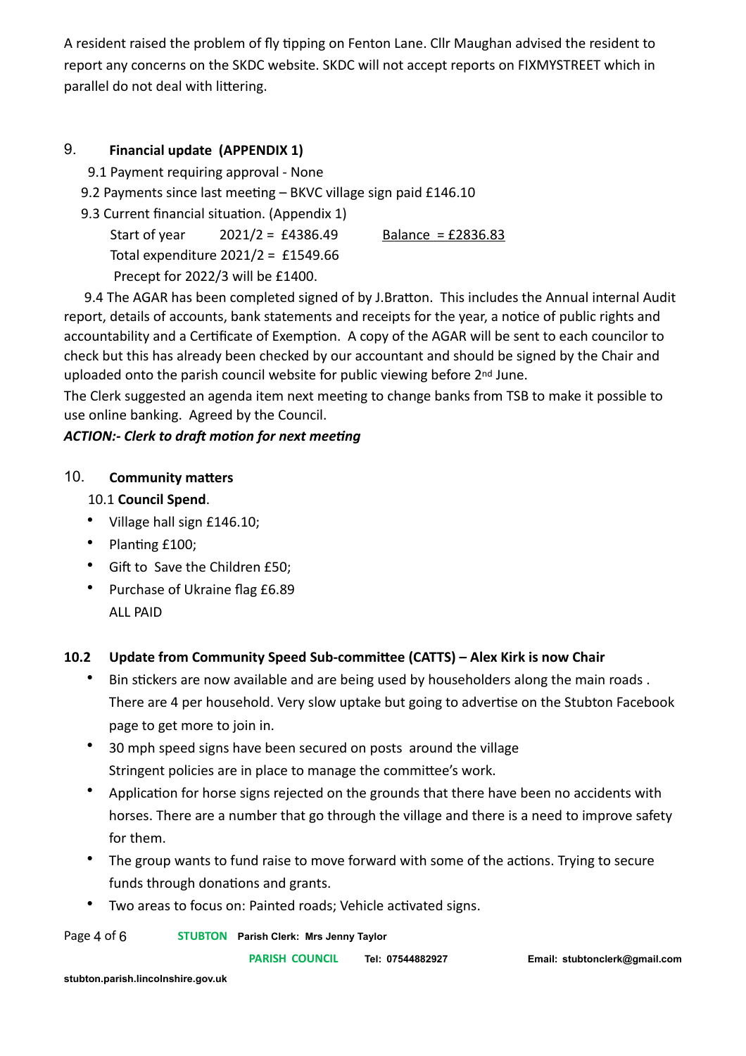A resident raised the problem of fly tipping on Fenton Lane. Cllr Maughan advised the resident to report any concerns on the SKDC website. SKDC will not accept reports on FIXMYSTREET which in parallel do not deal with littering.

## 9. Financial update (APPENDIX 1)

9.1 Payment requiring approval - None

9.2 Payments since last meeting – BKVC village sign paid £146.10

9.3 Current financial situation. (Appendix 1)

Start of year 2021/2 = £4386.49 Balance = £2836.83

Total expenditure 2021/2 = £1549.66

Precept for 2022/3 will be £1400.

9.4 The AGAR has been completed signed of by J.Bratton. This includes the Annual internal Audit report, details of accounts, bank statements and receipts for the year, a notice of public rights and accountability and a Certificate of Exemption. A copy of the AGAR will be sent to each councilor to check but this has already been checked by our accountant and should be signed by the Chair and uploaded onto the parish council website for public viewing before 2nd June.

The Clerk suggested an agenda item next meeting to change banks from TSB to make it possible to use online banking. Agreed by the Council.

***ACTION:- Clerk to draft motion for next meeting***

## 10. Community matters

10.1 **Council Spend**.

- Village hall sign £146.10;
- Planting £100;
- Gift to Save the Children £50;
- Purchase of Ukraine flag £6.89

  ALL PAID

### 10.2 Update from Community Speed Sub-committee (CATTS) – Alex Kirk is now Chair

- Bin stickers are now available and are being used by householders along the main roads . There are 4 per household. Very slow uptake but going to advertise on the Stubton Facebook page to get more to join in.
- 30 mph speed signs have been secured on posts around the village

  Stringent policies are in place to manage the committee's work.
- Application for horse signs rejected on the grounds that there have been no accidents with horses. There are a number that go through the village and there is a need to improve safety for them.
- The group wants to fund raise to move forward with some of the actions. Trying to secure funds through donations and grants.
- Two areas to focus on: Painted roads; Vehicle activated signs.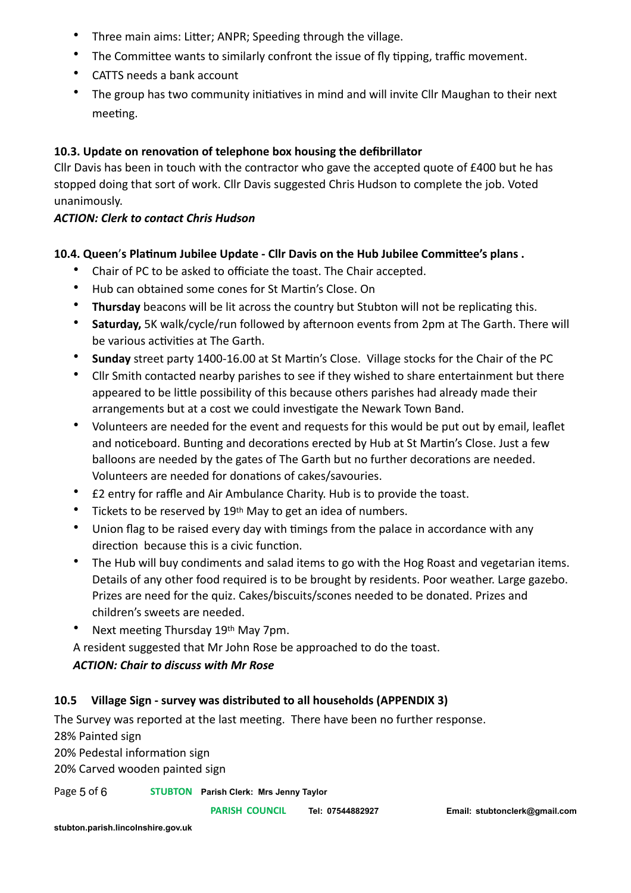- Three main aims: Litter; ANPR; Speeding through the village.
- The Committee wants to similarly confront the issue of fly tipping, traffic movement.
- CATTS needs a bank account
- The group has two community initiatives in mind and will invite Cllr Maughan to their next meeting.

**10.3. Update on renovation of telephone box housing the defibrillator**

Cllr Davis has been in touch with the contractor who gave the accepted quote of £400 but he has stopped doing that sort of work. Cllr Davis suggested Chris Hudson to complete the job. Voted unanimously.

***ACTION: Clerk to contact Chris Hudson***

**10.4. Queen's Platinum Jubilee Update - Cllr Davis on the Hub Jubilee Committee's plans .**

- Chair of PC to be asked to officiate the toast. The Chair accepted.
- Hub can obtained some cones for St Martin's Close. On
- **Thursday** beacons will be lit across the country but Stubton will not be replicating this.
- **Saturday,** 5K walk/cycle/run followed by afternoon events from 2pm at The Garth. There will be various activities at The Garth.
- **Sunday** street party 1400-16.00 at St Martin's Close. Village stocks for the Chair of the PC
- Cllr Smith contacted nearby parishes to see if they wished to share entertainment but there appeared to be little possibility of this because others parishes had already made their arrangements but at a cost we could investigate the Newark Town Band.
- Volunteers are needed for the event and requests for this would be put out by email, leaflet and noticeboard. Bunting and decorations erected by Hub at St Martin's Close. Just a few balloons are needed by the gates of The Garth but no further decorations are needed. Volunteers are needed for donations of cakes/savouries.
- £2 entry for raffle and Air Ambulance Charity. Hub is to provide the toast.
- Tickets to be reserved by 19th May to get an idea of numbers.
- Union flag to be raised every day with timings from the palace in accordance with any direction because this is a civic function.
- The Hub will buy condiments and salad items to go with the Hog Roast and vegetarian items. Details of any other food required is to be brought by residents. Poor weather. Large gazebo. Prizes are need for the quiz. Cakes/biscuits/scones needed to be donated. Prizes and children's sweets are needed.
- Next meeting Thursday 19th May 7pm.

A resident suggested that Mr John Rose be approached to do the toast.

***ACTION: Chair to discuss with Mr Rose***

**10.5 Village Sign - survey was distributed to all households (APPENDIX 3)**

The Survey was reported at the last meeting. There have been no further response.

28% Painted sign

20% Pedestal information sign

20% Carved wooden painted sign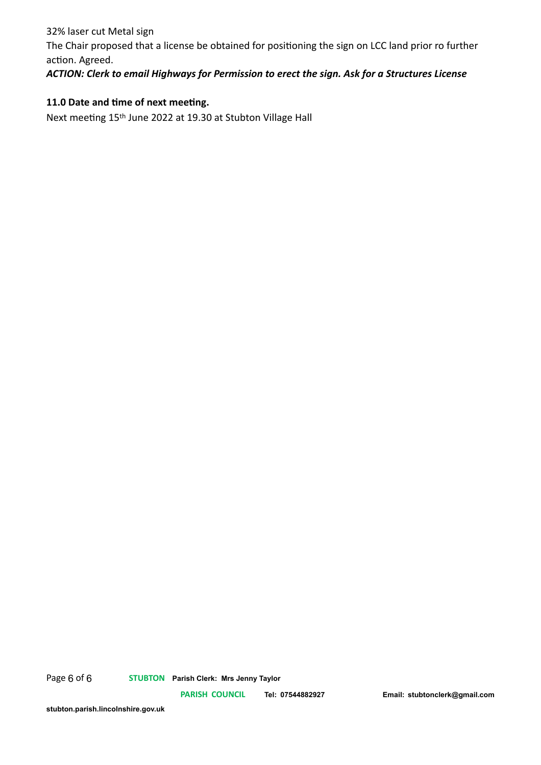32% laser cut Metal sign

The Chair proposed that a license be obtained for positioning the sign on LCC land prior ro further action. Agreed.

***ACTION: Clerk to email Highways for Permission to erect the sign. Ask for a Structures License***

**11.0 Date and time of next meeting.**

Next meeting 15th June 2022 at 19.30 at Stubton Village Hall